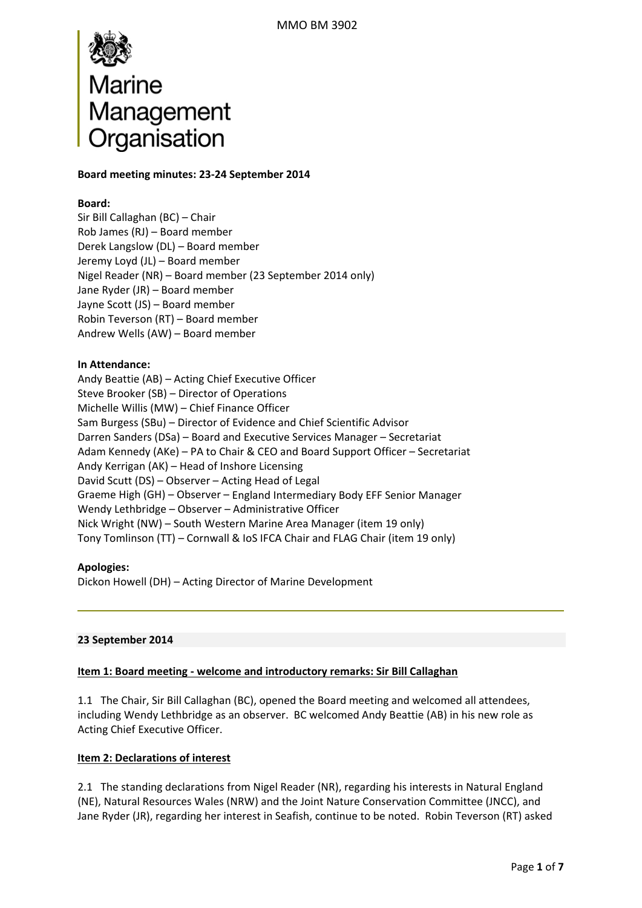Marine Management Organisation

**Board meeting minutes: 23-24 September 2014**

**Board:**
Sir Bill Callaghan (BC) – Chair
Rob James (RJ) – Board member
Derek Langslow (DL) – Board member
Jeremy Loyd (JL) – Board member
Nigel Reader (NR) – Board member (23 September 2014 only)
Jane Ryder (JR) – Board member
Jayne Scott (JS) – Board member
Robin Teverson (RT) – Board member
Andrew Wells (AW) – Board member

**In Attendance:**
Andy Beattie (AB) – Acting Chief Executive Officer
Steve Brooker (SB) – Director of Operations
Michelle Willis (MW) – Chief Finance Officer
Sam Burgess (SBu) – Director of Evidence and Chief Scientific Advisor
Darren Sanders (DSa) – Board and Executive Services Manager – Secretariat
Adam Kennedy (AKe) – PA to Chair & CEO and Board Support Officer – Secretariat
Andy Kerrigan (AK) – Head of Inshore Licensing
David Scutt (DS) – Observer – Acting Head of Legal
Graeme High (GH) – Observer – England Intermediary Body EFF Senior Manager
Wendy Lethbridge – Observer – Administrative Officer
Nick Wright (NW) – South Western Marine Area Manager (item 19 only)
Tony Tomlinson (TT) – Cornwall & IoS IFCA Chair and FLAG Chair (item 19 only)

**Apologies:**
Dickon Howell (DH) – Acting Director of Marine Development

---

**23 September 2014**

**Item 1: Board meeting - welcome and introductory remarks: Sir Bill Callaghan**

1.1 The Chair, Sir Bill Callaghan (BC), opened the Board meeting and welcomed all attendees, including Wendy Lethbridge as an observer. BC welcomed Andy Beattie (AB) in his new role as Acting Chief Executive Officer.

**Item 2: Declarations of interest**

2.1 The standing declarations from Nigel Reader (NR), regarding his interests in Natural England (NE), Natural Resources Wales (NRW) and the Joint Nature Conservation Committee (JNCC), and Jane Ryder (JR), regarding her interest in Seafish, continue to be noted. Robin Teverson (RT) asked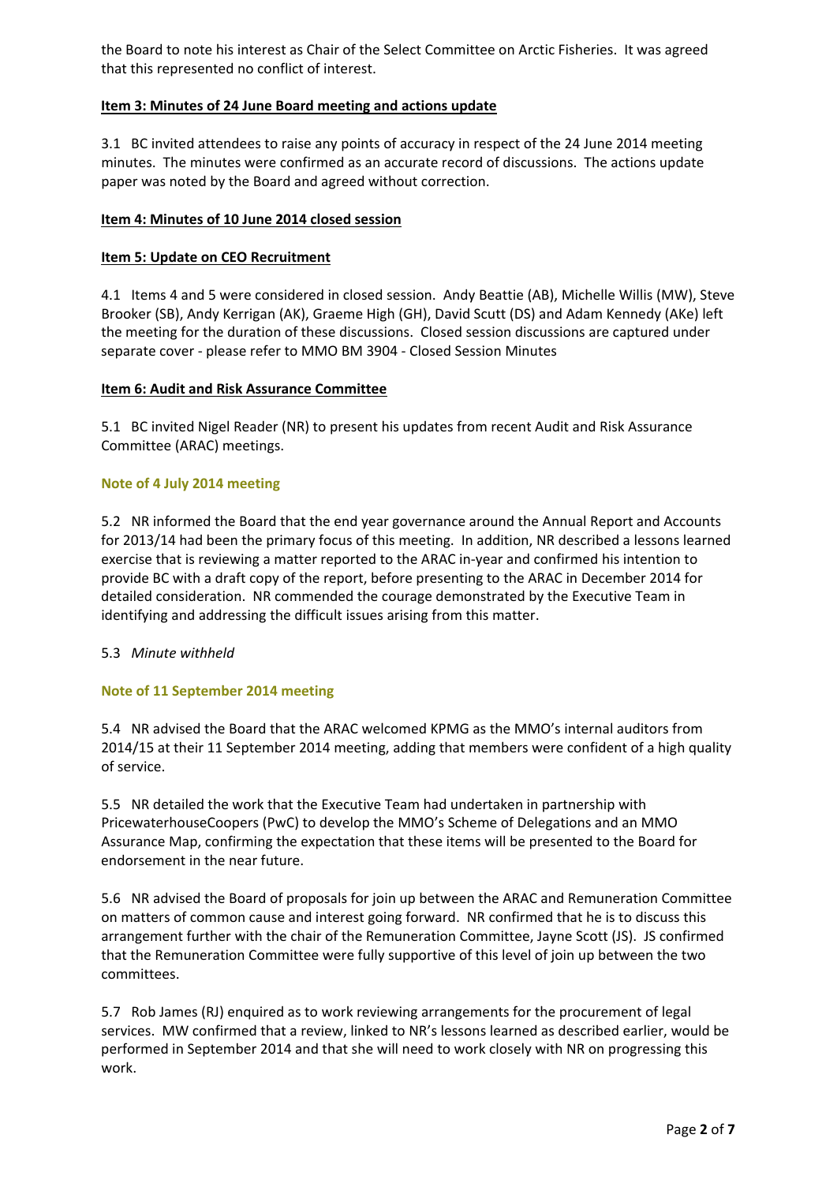the Board to note his interest as Chair of the Select Committee on Arctic Fisheries. It was agreed that this represented no conflict of interest.

**Item 3: Minutes of 24 June Board meeting and actions update**

3.1 BC invited attendees to raise any points of accuracy in respect of the 24 June 2014 meeting minutes. The minutes were confirmed as an accurate record of discussions. The actions update paper was noted by the Board and agreed without correction.

**Item 4: Minutes of 10 June 2014 closed session**

**Item 5: Update on CEO Recruitment**

4.1 Items 4 and 5 were considered in closed session. Andy Beattie (AB), Michelle Willis (MW), Steve Brooker (SB), Andy Kerrigan (AK), Graeme High (GH), David Scutt (DS) and Adam Kennedy (AKe) left the meeting for the duration of these discussions. Closed session discussions are captured under separate cover - please refer to MMO BM 3904 - Closed Session Minutes

**Item 6: Audit and Risk Assurance Committee**

5.1 BC invited Nigel Reader (NR) to present his updates from recent Audit and Risk Assurance Committee (ARAC) meetings.

**Note of 4 July 2014 meeting**

5.2 NR informed the Board that the end year governance around the Annual Report and Accounts for 2013/14 had been the primary focus of this meeting. In addition, NR described a lessons learned exercise that is reviewing a matter reported to the ARAC in-year and confirmed his intention to provide BC with a draft copy of the report, before presenting to the ARAC in December 2014 for detailed consideration. NR commended the courage demonstrated by the Executive Team in identifying and addressing the difficult issues arising from this matter.

5.3 *Minute withheld*

**Note of 11 September 2014 meeting**

5.4 NR advised the Board that the ARAC welcomed KPMG as the MMO's internal auditors from 2014/15 at their 11 September 2014 meeting, adding that members were confident of a high quality of service.

5.5 NR detailed the work that the Executive Team had undertaken in partnership with PricewaterhouseCoopers (PwC) to develop the MMO's Scheme of Delegations and an MMO Assurance Map, confirming the expectation that these items will be presented to the Board for endorsement in the near future.

5.6 NR advised the Board of proposals for join up between the ARAC and Remuneration Committee on matters of common cause and interest going forward. NR confirmed that he is to discuss this arrangement further with the chair of the Remuneration Committee, Jayne Scott (JS). JS confirmed that the Remuneration Committee were fully supportive of this level of join up between the two committees.

5.7 Rob James (RJ) enquired as to work reviewing arrangements for the procurement of legal services. MW confirmed that a review, linked to NR's lessons learned as described earlier, would be performed in September 2014 and that she will need to work closely with NR on progressing this work.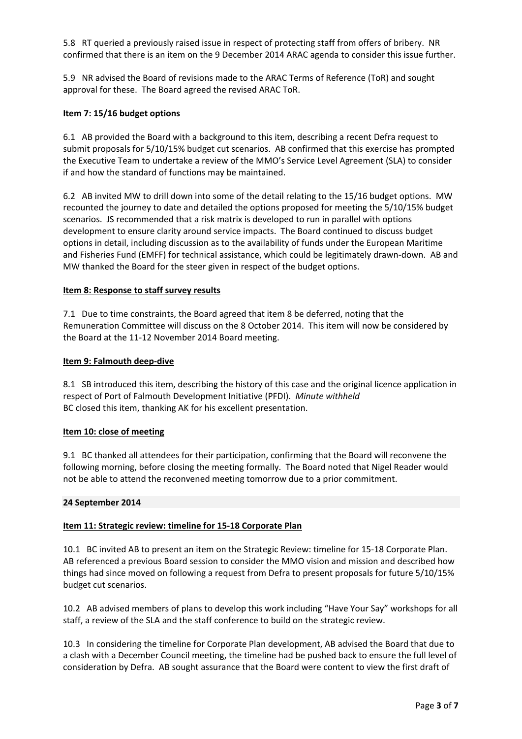5.8 RT queried a previously raised issue in respect of protecting staff from offers of bribery. NR confirmed that there is an item on the 9 December 2014 ARAC agenda to consider this issue further.

5.9 NR advised the Board of revisions made to the ARAC Terms of Reference (ToR) and sought approval for these. The Board agreed the revised ARAC ToR.

**Item 7: 15/16 budget options**

6.1 AB provided the Board with a background to this item, describing a recent Defra request to submit proposals for 5/10/15% budget cut scenarios. AB confirmed that this exercise has prompted the Executive Team to undertake a review of the MMO's Service Level Agreement (SLA) to consider if and how the standard of functions may be maintained.

6.2 AB invited MW to drill down into some of the detail relating to the 15/16 budget options. MW recounted the journey to date and detailed the options proposed for meeting the 5/10/15% budget scenarios. JS recommended that a risk matrix is developed to run in parallel with options development to ensure clarity around service impacts. The Board continued to discuss budget options in detail, including discussion as to the availability of funds under the European Maritime and Fisheries Fund (EMFF) for technical assistance, which could be legitimately drawn-down. AB and MW thanked the Board for the steer given in respect of the budget options.

**Item 8: Response to staff survey results**

7.1 Due to time constraints, the Board agreed that item 8 be deferred, noting that the Remuneration Committee will discuss on the 8 October 2014. This item will now be considered by the Board at the 11-12 November 2014 Board meeting.

**Item 9: Falmouth deep-dive**

8.1 SB introduced this item, describing the history of this case and the original licence application in respect of Port of Falmouth Development Initiative (PFDI). *Minute withheld*
BC closed this item, thanking AK for his excellent presentation.

**Item 10: close of meeting**

9.1 BC thanked all attendees for their participation, confirming that the Board will reconvene the following morning, before closing the meeting formally. The Board noted that Nigel Reader would not be able to attend the reconvened meeting tomorrow due to a prior commitment.

**24 September 2014**

**Item 11: Strategic review: timeline for 15-18 Corporate Plan**

10.1 BC invited AB to present an item on the Strategic Review: timeline for 15-18 Corporate Plan. AB referenced a previous Board session to consider the MMO vision and mission and described how things had since moved on following a request from Defra to present proposals for future 5/10/15% budget cut scenarios.

10.2 AB advised members of plans to develop this work including "Have Your Say" workshops for all staff, a review of the SLA and the staff conference to build on the strategic review.

10.3 In considering the timeline for Corporate Plan development, AB advised the Board that due to a clash with a December Council meeting, the timeline had be pushed back to ensure the full level of consideration by Defra. AB sought assurance that the Board were content to view the first draft of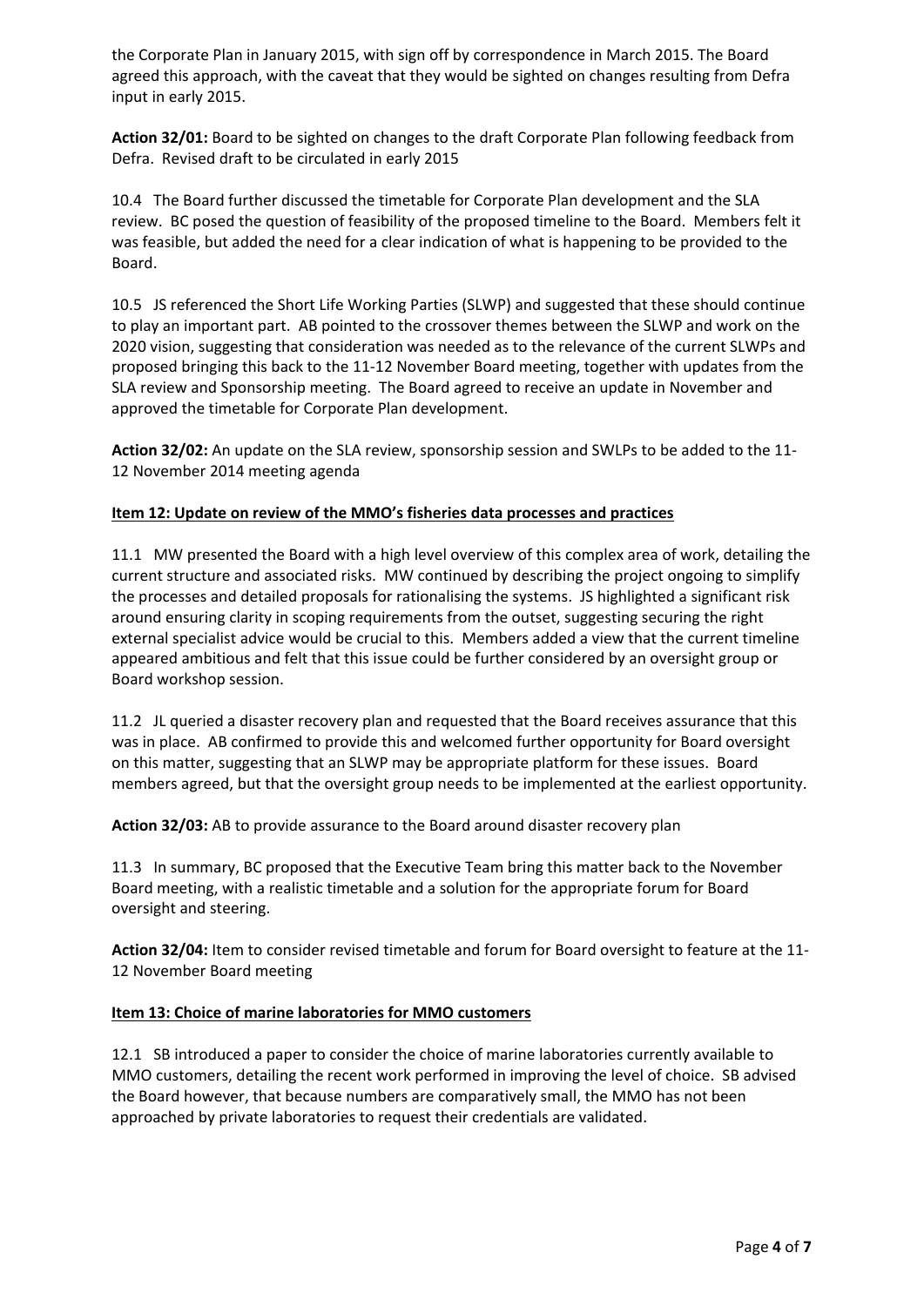the Corporate Plan in January 2015, with sign off by correspondence in March 2015. The Board agreed this approach, with the caveat that they would be sighted on changes resulting from Defra input in early 2015.

**Action 32/01:** Board to be sighted on changes to the draft Corporate Plan following feedback from Defra. Revised draft to be circulated in early 2015

10.4 The Board further discussed the timetable for Corporate Plan development and the SLA review. BC posed the question of feasibility of the proposed timeline to the Board. Members felt it was feasible, but added the need for a clear indication of what is happening to be provided to the Board.

10.5 JS referenced the Short Life Working Parties (SLWP) and suggested that these should continue to play an important part. AB pointed to the crossover themes between the SLWP and work on the 2020 vision, suggesting that consideration was needed as to the relevance of the current SLWPs and proposed bringing this back to the 11-12 November Board meeting, together with updates from the SLA review and Sponsorship meeting. The Board agreed to receive an update in November and approved the timetable for Corporate Plan development.

**Action 32/02:** An update on the SLA review, sponsorship session and SWLPs to be added to the 11-12 November 2014 meeting agenda

**<u>Item 12: Update on review of the MMO's fisheries data processes and practices</u>**

11.1 MW presented the Board with a high level overview of this complex area of work, detailing the current structure and associated risks. MW continued by describing the project ongoing to simplify the processes and detailed proposals for rationalising the systems. JS highlighted a significant risk around ensuring clarity in scoping requirements from the outset, suggesting securing the right external specialist advice would be crucial to this. Members added a view that the current timeline appeared ambitious and felt that this issue could be further considered by an oversight group or Board workshop session.

11.2 JL queried a disaster recovery plan and requested that the Board receives assurance that this was in place. AB confirmed to provide this and welcomed further opportunity for Board oversight on this matter, suggesting that an SLWP may be appropriate platform for these issues. Board members agreed, but that the oversight group needs to be implemented at the earliest opportunity.

**Action 32/03:** AB to provide assurance to the Board around disaster recovery plan

11.3 In summary, BC proposed that the Executive Team bring this matter back to the November Board meeting, with a realistic timetable and a solution for the appropriate forum for Board oversight and steering.

**Action 32/04:** Item to consider revised timetable and forum for Board oversight to feature at the 11-12 November Board meeting

**<u>Item 13: Choice of marine laboratories for MMO customers</u>**

12.1 SB introduced a paper to consider the choice of marine laboratories currently available to MMO customers, detailing the recent work performed in improving the level of choice. SB advised the Board however, that because numbers are comparatively small, the MMO has not been approached by private laboratories to request their credentials are validated.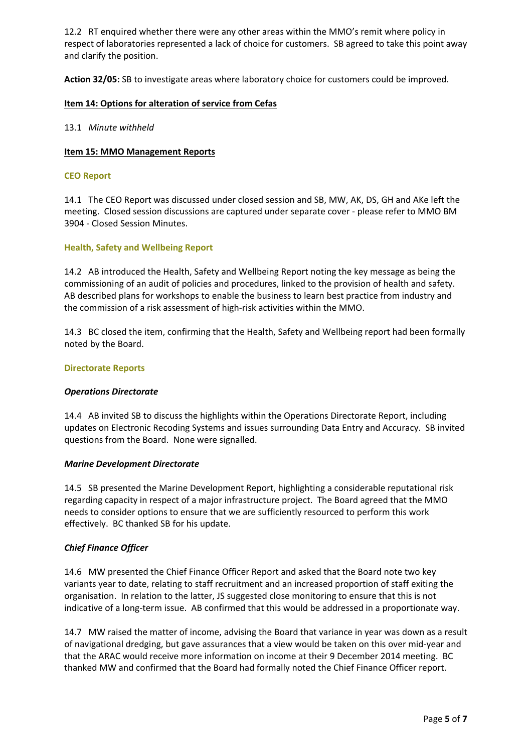12.2 RT enquired whether there were any other areas within the MMO's remit where policy in respect of laboratories represented a lack of choice for customers. SB agreed to take this point away and clarify the position.

**Action 32/05:** SB to investigate areas where laboratory choice for customers could be improved.

**Item 14: Options for alteration of service from Cefas**

13.1 *Minute withheld*

**Item 15: MMO Management Reports**

### CEO Report

14.1 The CEO Report was discussed under closed session and SB, MW, AK, DS, GH and AKe left the meeting. Closed session discussions are captured under separate cover - please refer to MMO BM 3904 - Closed Session Minutes.

### Health, Safety and Wellbeing Report

14.2 AB introduced the Health, Safety and Wellbeing Report noting the key message as being the commissioning of an audit of policies and procedures, linked to the provision of health and safety. AB described plans for workshops to enable the business to learn best practice from industry and the commission of a risk assessment of high-risk activities within the MMO.

14.3 BC closed the item, confirming that the Health, Safety and Wellbeing report had been formally noted by the Board.

### Directorate Reports

***Operations Directorate***

14.4 AB invited SB to discuss the highlights within the Operations Directorate Report, including updates on Electronic Recoding Systems and issues surrounding Data Entry and Accuracy. SB invited questions from the Board. None were signalled.

***Marine Development Directorate***

14.5 SB presented the Marine Development Report, highlighting a considerable reputational risk regarding capacity in respect of a major infrastructure project. The Board agreed that the MMO needs to consider options to ensure that we are sufficiently resourced to perform this work effectively. BC thanked SB for his update.

***Chief Finance Officer***

14.6 MW presented the Chief Finance Officer Report and asked that the Board note two key variants year to date, relating to staff recruitment and an increased proportion of staff exiting the organisation. In relation to the latter, JS suggested close monitoring to ensure that this is not indicative of a long-term issue. AB confirmed that this would be addressed in a proportionate way.

14.7 MW raised the matter of income, advising the Board that variance in year was down as a result of navigational dredging, but gave assurances that a view would be taken on this over mid-year and that the ARAC would receive more information on income at their 9 December 2014 meeting. BC thanked MW and confirmed that the Board had formally noted the Chief Finance Officer report.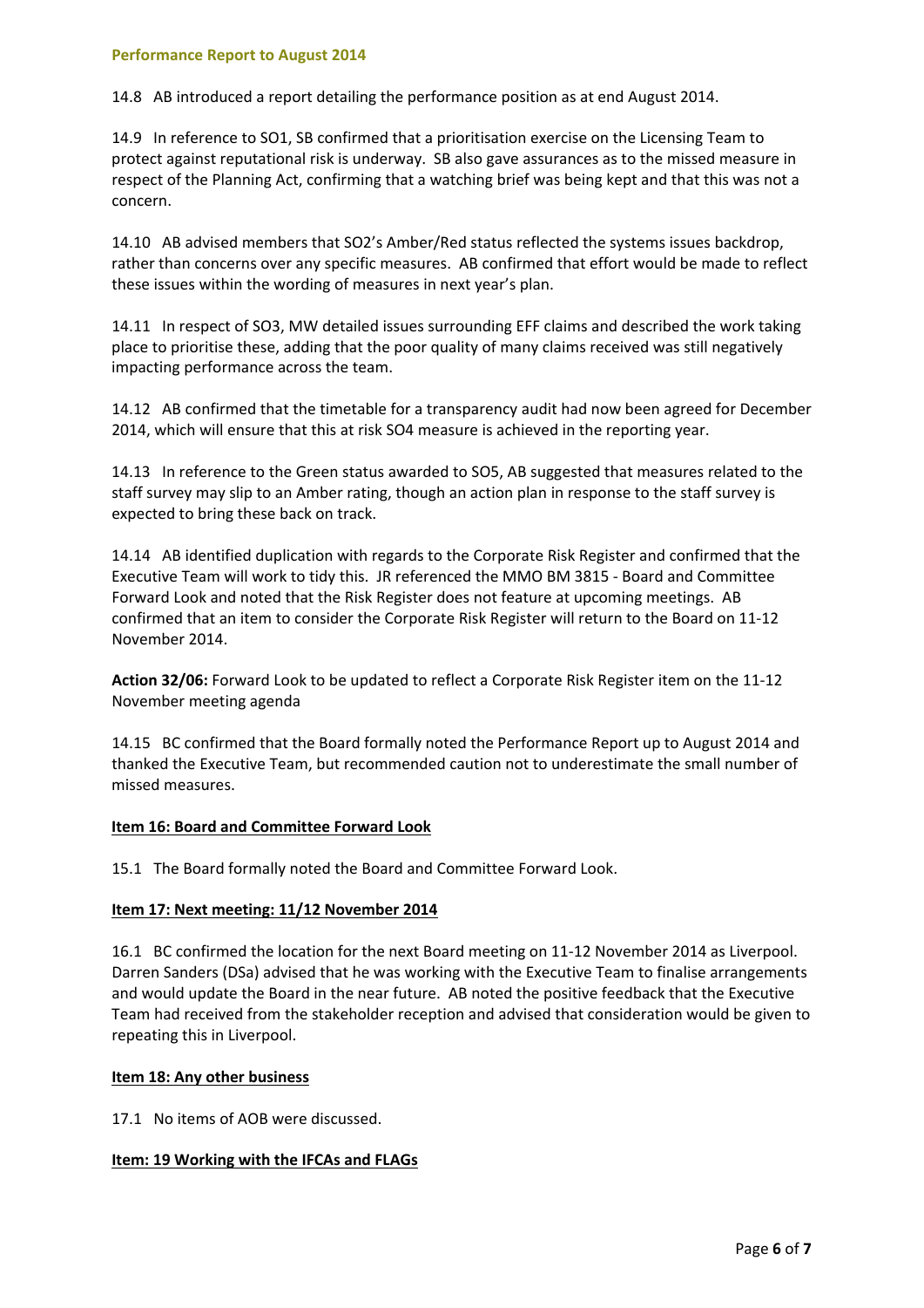**Performance Report to August 2014**

14.8 AB introduced a report detailing the performance position as at end August 2014.

14.9 In reference to SO1, SB confirmed that a prioritisation exercise on the Licensing Team to protect against reputational risk is underway. SB also gave assurances as to the missed measure in respect of the Planning Act, confirming that a watching brief was being kept and that this was not a concern.

14.10 AB advised members that SO2's Amber/Red status reflected the systems issues backdrop, rather than concerns over any specific measures. AB confirmed that effort would be made to reflect these issues within the wording of measures in next year's plan.

14.11 In respect of SO3, MW detailed issues surrounding EFF claims and described the work taking place to prioritise these, adding that the poor quality of many claims received was still negatively impacting performance across the team.

14.12 AB confirmed that the timetable for a transparency audit had now been agreed for December 2014, which will ensure that this at risk SO4 measure is achieved in the reporting year.

14.13 In reference to the Green status awarded to SO5, AB suggested that measures related to the staff survey may slip to an Amber rating, though an action plan in response to the staff survey is expected to bring these back on track.

14.14 AB identified duplication with regards to the Corporate Risk Register and confirmed that the Executive Team will work to tidy this. JR referenced the MMO BM 3815 - Board and Committee Forward Look and noted that the Risk Register does not feature at upcoming meetings. AB confirmed that an item to consider the Corporate Risk Register will return to the Board on 11-12 November 2014.

**Action 32/06:** Forward Look to be updated to reflect a Corporate Risk Register item on the 11-12 November meeting agenda

14.15 BC confirmed that the Board formally noted the Performance Report up to August 2014 and thanked the Executive Team, but recommended caution not to underestimate the small number of missed measures.

**Item 16: Board and Committee Forward Look**

15.1 The Board formally noted the Board and Committee Forward Look.

**Item 17: Next meeting: 11/12 November 2014**

16.1 BC confirmed the location for the next Board meeting on 11-12 November 2014 as Liverpool. Darren Sanders (DSa) advised that he was working with the Executive Team to finalise arrangements and would update the Board in the near future. AB noted the positive feedback that the Executive Team had received from the stakeholder reception and advised that consideration would be given to repeating this in Liverpool.

**Item 18: Any other business**

17.1 No items of AOB were discussed.

**Item: 19 Working with the IFCAs and FLAGs**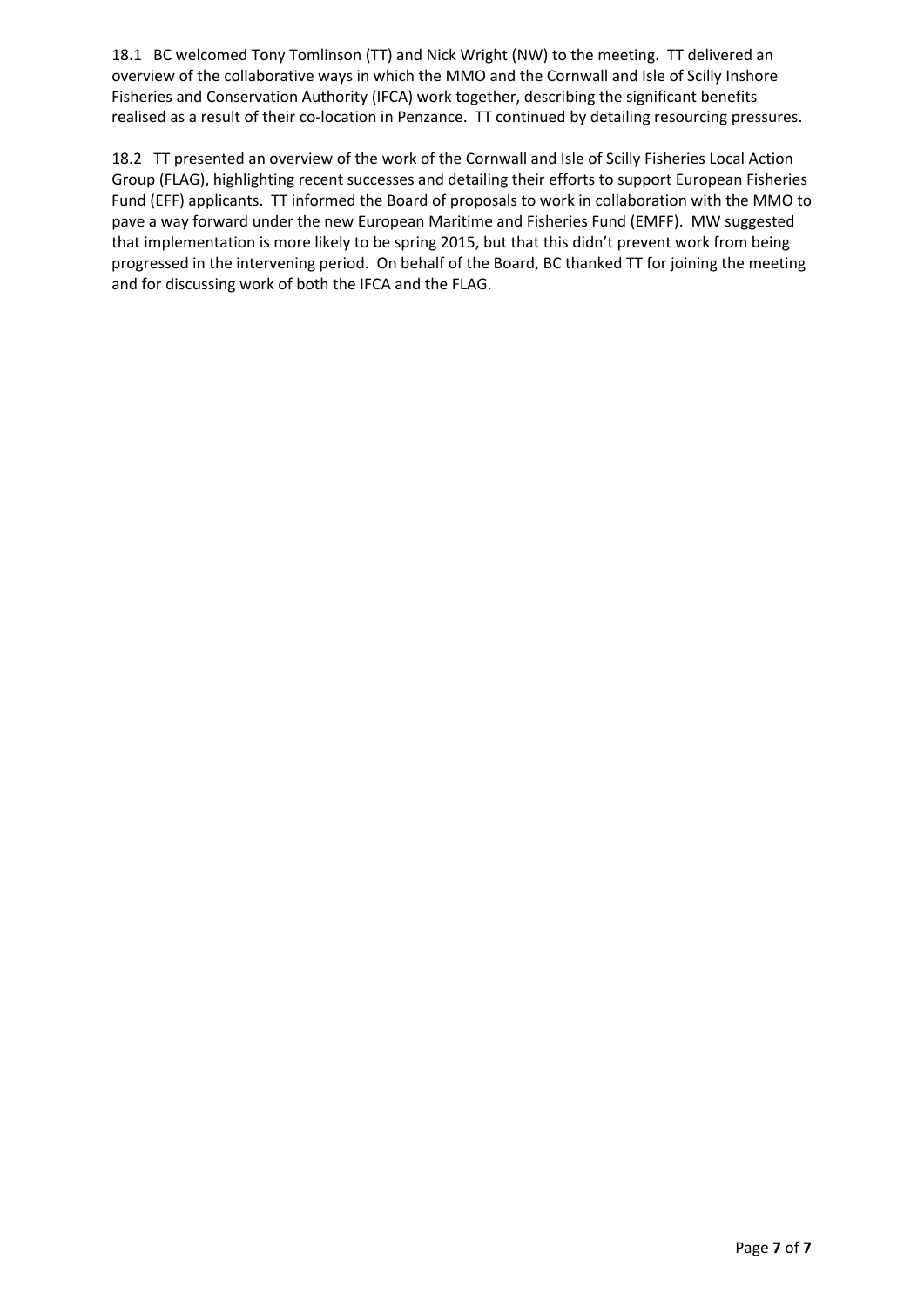18.1 BC welcomed Tony Tomlinson (TT) and Nick Wright (NW) to the meeting. TT delivered an overview of the collaborative ways in which the MMO and the Cornwall and Isle of Scilly Inshore Fisheries and Conservation Authority (IFCA) work together, describing the significant benefits realised as a result of their co-location in Penzance. TT continued by detailing resourcing pressures.

18.2 TT presented an overview of the work of the Cornwall and Isle of Scilly Fisheries Local Action Group (FLAG), highlighting recent successes and detailing their efforts to support European Fisheries Fund (EFF) applicants. TT informed the Board of proposals to work in collaboration with the MMO to pave a way forward under the new European Maritime and Fisheries Fund (EMFF). MW suggested that implementation is more likely to be spring 2015, but that this didn't prevent work from being progressed in the intervening period. On behalf of the Board, BC thanked TT for joining the meeting and for discussing work of both the IFCA and the FLAG.